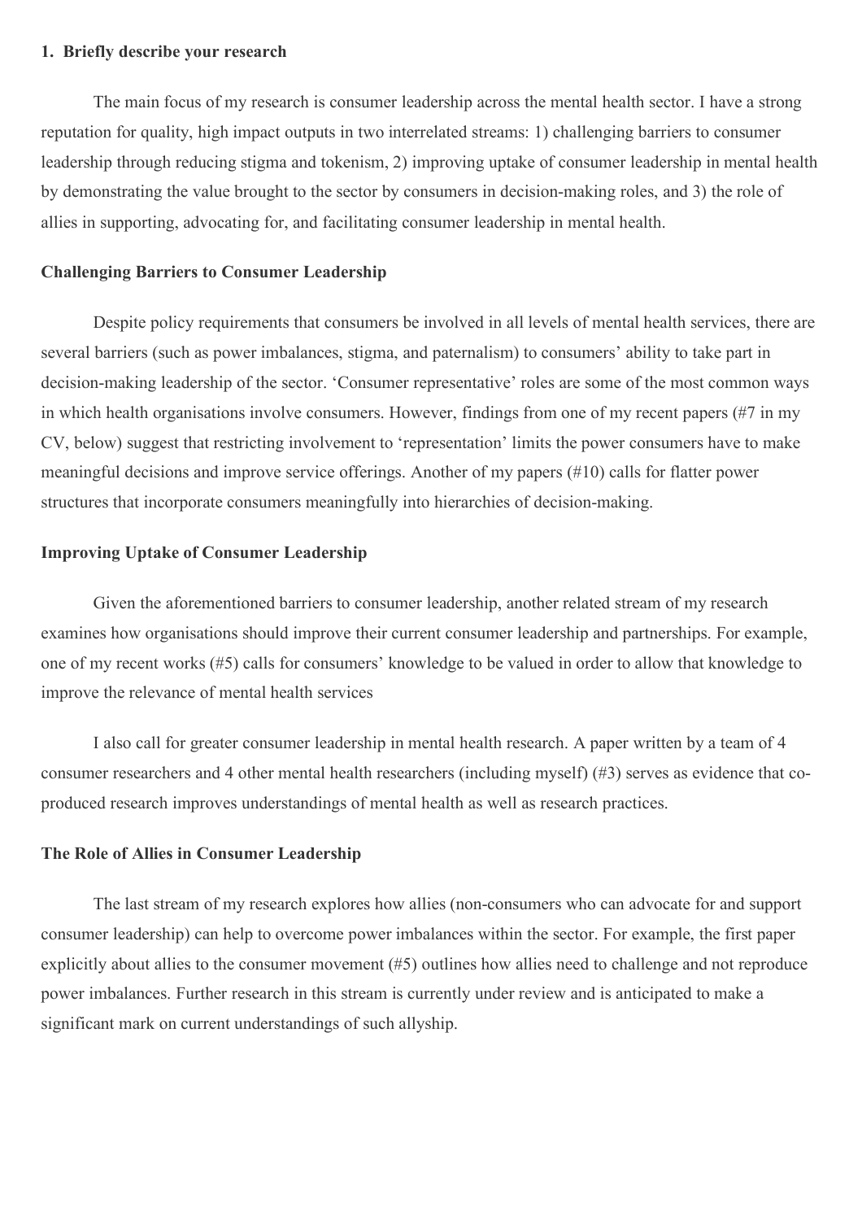**1. Briefly describe your research**

The main focus of my research is consumer leadership across the mental health sector. I have a strong reputation for quality, high impact outputs in two interrelated streams: 1) challenging barriers to consumer leadership through reducing stigma and tokenism, 2) improving uptake of consumer leadership in mental health by demonstrating the value brought to the sector by consumers in decision-making roles, and 3) the role of allies in supporting, advocating for, and facilitating consumer leadership in mental health.

**Challenging Barriers to Consumer Leadership**

Despite policy requirements that consumers be involved in all levels of mental health services, there are several barriers (such as power imbalances, stigma, and paternalism) to consumers' ability to take part in decision-making leadership of the sector. 'Consumer representative' roles are some of the most common ways in which health organisations involve consumers. However, findings from one of my recent papers (#7 in my CV, below) suggest that restricting involvement to 'representation' limits the power consumers have to make meaningful decisions and improve service offerings. Another of my papers (#10) calls for flatter power structures that incorporate consumers meaningfully into hierarchies of decision-making.

**Improving Uptake of Consumer Leadership**

Given the aforementioned barriers to consumer leadership, another related stream of my research examines how organisations should improve their current consumer leadership and partnerships. For example, one of my recent works (#5) calls for consumers' knowledge to be valued in order to allow that knowledge to improve the relevance of mental health services

I also call for greater consumer leadership in mental health research. A paper written by a team of 4 consumer researchers and 4 other mental health researchers (including myself) (#3) serves as evidence that co-produced research improves understandings of mental health as well as research practices.

**The Role of Allies in Consumer Leadership**

The last stream of my research explores how allies (non-consumers who can advocate for and support consumer leadership) can help to overcome power imbalances within the sector. For example, the first paper explicitly about allies to the consumer movement (#5) outlines how allies need to challenge and not reproduce power imbalances. Further research in this stream is currently under review and is anticipated to make a significant mark on current understandings of such allyship.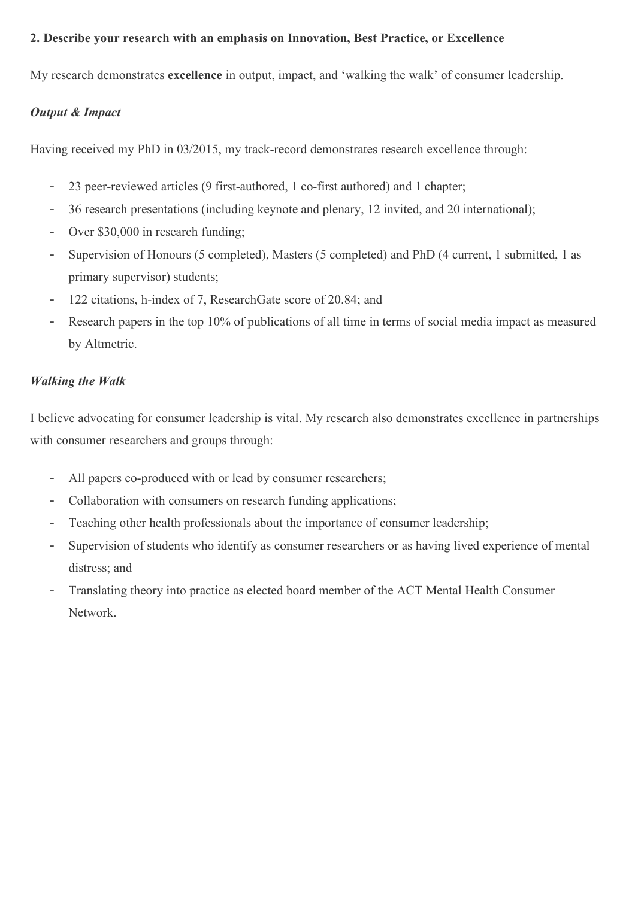**2. Describe your research with an emphasis on Innovation, Best Practice, or Excellence**

My research demonstrates **excellence** in output, impact, and 'walking the walk' of consumer leadership.

***Output & Impact***

Having received my PhD in 03/2015, my track-record demonstrates research excellence through:

- 23 peer-reviewed articles (9 first-authored, 1 co-first authored) and 1 chapter;
- 36 research presentations (including keynote and plenary, 12 invited, and 20 international);
- Over $30,000 in research funding;
- Supervision of Honours (5 completed), Masters (5 completed) and PhD (4 current, 1 submitted, 1 as primary supervisor) students;
- 122 citations, h-index of 7, ResearchGate score of 20.84; and
- Research papers in the top 10% of publications of all time in terms of social media impact as measured by Altmetric.

***Walking the Walk***

I believe advocating for consumer leadership is vital. My research also demonstrates excellence in partnerships with consumer researchers and groups through:

- All papers co-produced with or lead by consumer researchers;
- Collaboration with consumers on research funding applications;
- Teaching other health professionals about the importance of consumer leadership;
- Supervision of students who identify as consumer researchers or as having lived experience of mental distress; and
- Translating theory into practice as elected board member of the ACT Mental Health Consumer Network.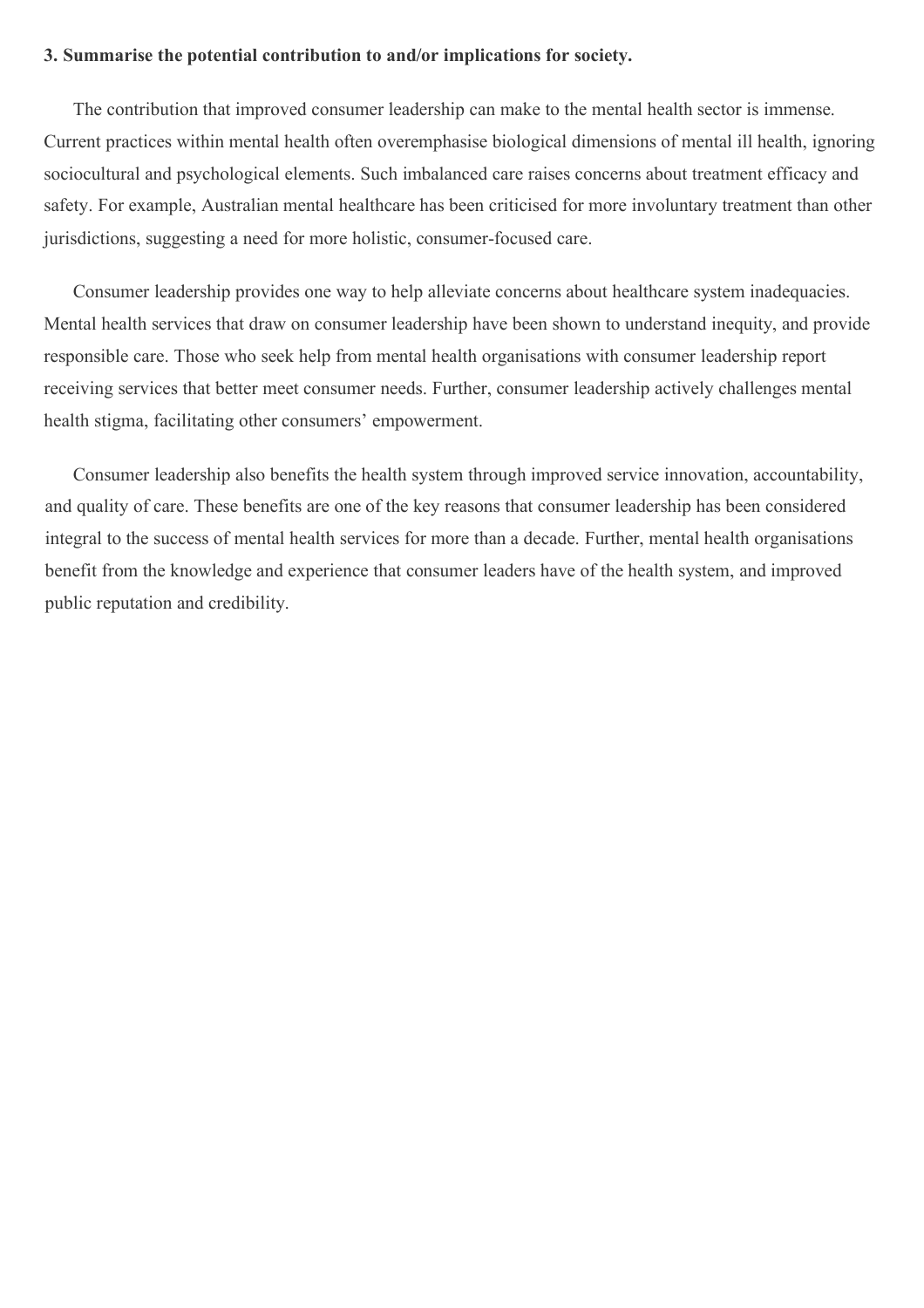**3. Summarise the potential contribution to and/or implications for society.**

The contribution that improved consumer leadership can make to the mental health sector is immense. Current practices within mental health often overemphasise biological dimensions of mental ill health, ignoring sociocultural and psychological elements. Such imbalanced care raises concerns about treatment efficacy and safety. For example, Australian mental healthcare has been criticised for more involuntary treatment than other jurisdictions, suggesting a need for more holistic, consumer-focused care.

Consumer leadership provides one way to help alleviate concerns about healthcare system inadequacies. Mental health services that draw on consumer leadership have been shown to understand inequity, and provide responsible care. Those who seek help from mental health organisations with consumer leadership report receiving services that better meet consumer needs. Further, consumer leadership actively challenges mental health stigma, facilitating other consumers' empowerment.

Consumer leadership also benefits the health system through improved service innovation, accountability, and quality of care. These benefits are one of the key reasons that consumer leadership has been considered integral to the success of mental health services for more than a decade. Further, mental health organisations benefit from the knowledge and experience that consumer leaders have of the health system, and improved public reputation and credibility.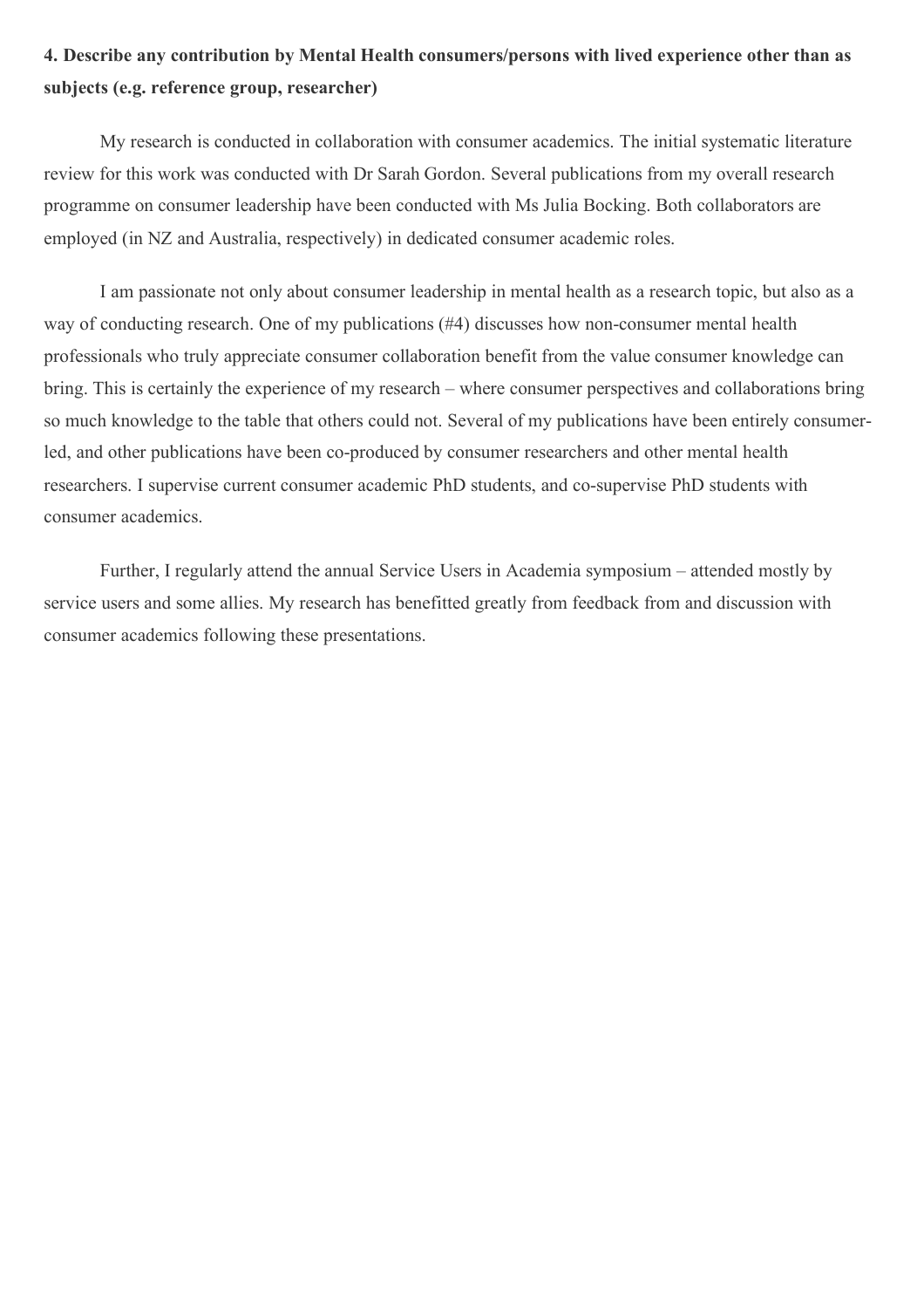**4. Describe any contribution by Mental Health consumers/persons with lived experience other than as subjects (e.g. reference group, researcher)**

My research is conducted in collaboration with consumer academics. The initial systematic literature review for this work was conducted with Dr Sarah Gordon. Several publications from my overall research programme on consumer leadership have been conducted with Ms Julia Bocking. Both collaborators are employed (in NZ and Australia, respectively) in dedicated consumer academic roles.

I am passionate not only about consumer leadership in mental health as a research topic, but also as a way of conducting research. One of my publications (#4) discusses how non-consumer mental health professionals who truly appreciate consumer collaboration benefit from the value consumer knowledge can bring. This is certainly the experience of my research – where consumer perspectives and collaborations bring so much knowledge to the table that others could not. Several of my publications have been entirely consumer-led, and other publications have been co-produced by consumer researchers and other mental health researchers. I supervise current consumer academic PhD students, and co-supervise PhD students with consumer academics.

Further, I regularly attend the annual Service Users in Academia symposium – attended mostly by service users and some allies. My research has benefitted greatly from feedback from and discussion with consumer academics following these presentations.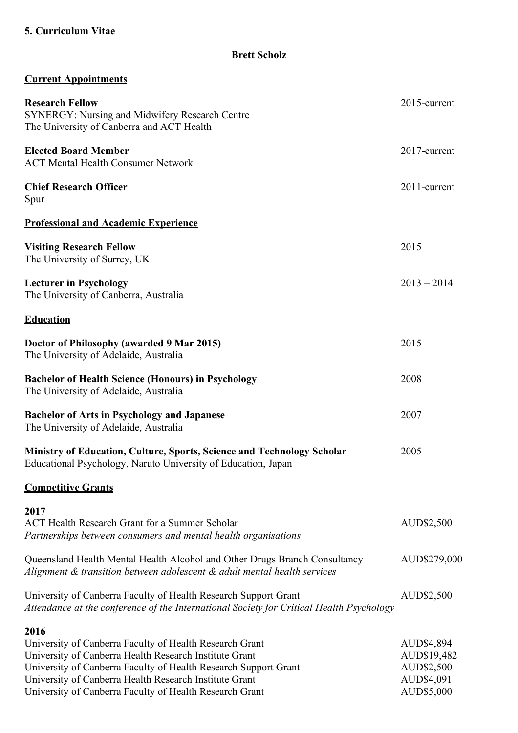**5. Curriculum Vitae**

**Brett Scholz**

## Current Appointments

**Research Fellow** — 2015-current
SYNERGY: Nursing and Midwifery Research Centre
The University of Canberra and ACT Health

**Elected Board Member** — 2017-current
ACT Mental Health Consumer Network

**Chief Research Officer** — 2011-current
Spur

## Professional and Academic Experience

**Visiting Research Fellow** — 2015
The University of Surrey, UK

**Lecturer in Psychology** — 2013 – 2014
The University of Canberra, Australia

## Education

**Doctor of Philosophy (awarded 9 Mar 2015)** — 2015
The University of Adelaide, Australia

**Bachelor of Health Science (Honours) in Psychology** — 2008
The University of Adelaide, Australia

**Bachelor of Arts in Psychology and Japanese** — 2007
The University of Adelaide, Australia

**Ministry of Education, Culture, Sports, Science and Technology Scholar** — 2005
Educational Psychology, Naruto University of Education, Japan

## Competitive Grants

**2017**

ACT Health Research Grant for a Summer Scholar — AUD$2,500
*Partnerships between consumers and mental health organisations*

Queensland Health Mental Health Alcohol and Other Drugs Branch Consultancy — AUD$279,000
*Alignment & transition between adolescent & adult mental health services*

University of Canberra Faculty of Health Research Support Grant — AUD$2,500
*Attendance at the conference of the International Society for Critical Health Psychology*

**2016**

University of Canberra Faculty of Health Research Grant — AUD$4,894
University of Canberra Health Research Institute Grant — AUD$19,482
University of Canberra Faculty of Health Research Support Grant — AUD$2,500
University of Canberra Health Research Institute Grant — AUD$4,091
University of Canberra Faculty of Health Research Grant — AUD$5,000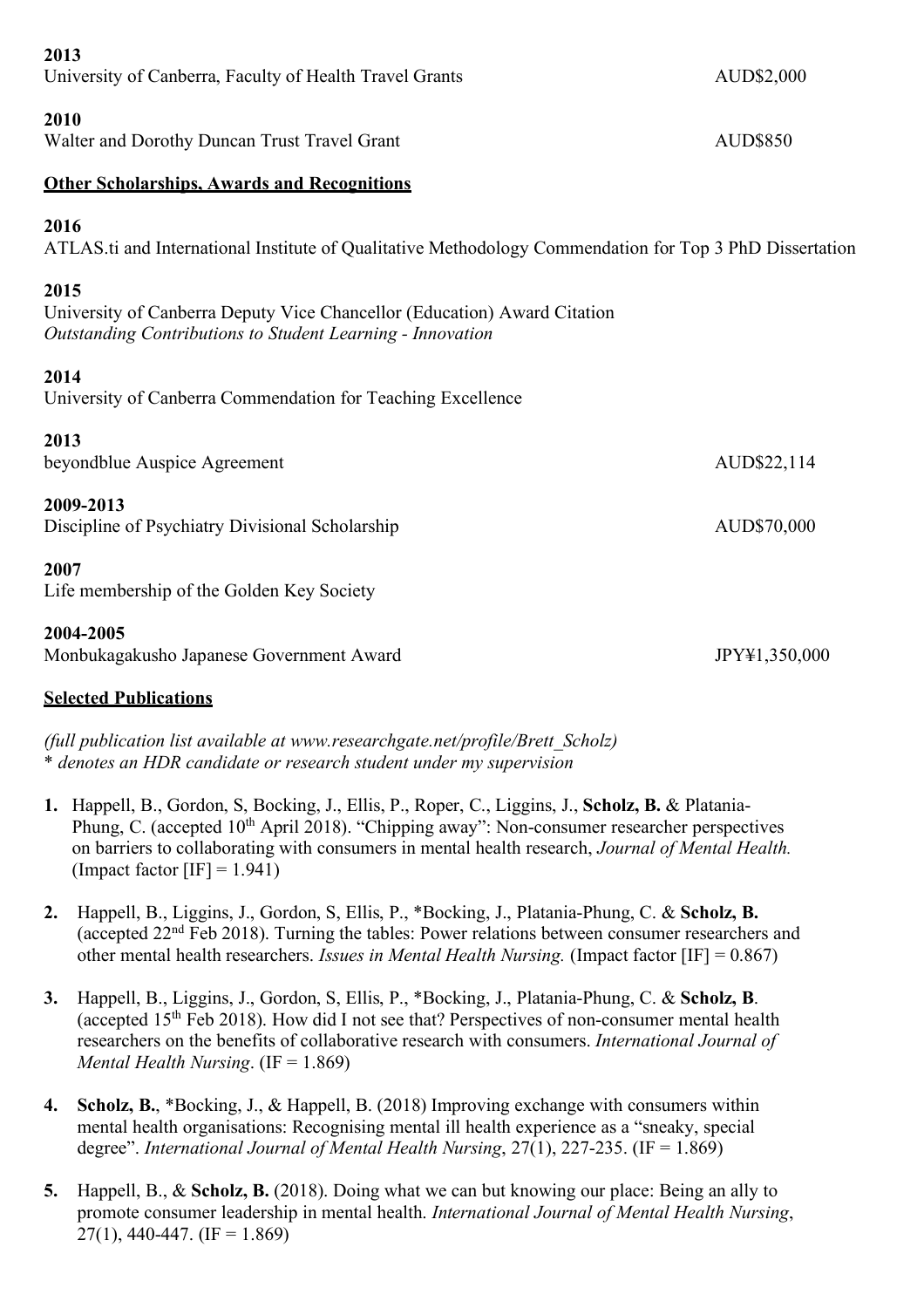**2013**
University of Canberra, Faculty of Health Travel Grants AUD$2,000

**2010**
Walter and Dorothy Duncan Trust Travel Grant AUD$850

**Other Scholarships, Awards and Recognitions**

**2016**
ATLAS.ti and International Institute of Qualitative Methodology Commendation for Top 3 PhD Dissertation

**2015**
University of Canberra Deputy Vice Chancellor (Education) Award Citation
*Outstanding Contributions to Student Learning - Innovation*

**2014**
University of Canberra Commendation for Teaching Excellence

**2013**
beyondblue Auspice Agreement AUD$22,114

**2009-2013**
Discipline of Psychiatry Divisional Scholarship AUD$70,000

**2007**
Life membership of the Golden Key Society

**2004-2005**
Monbukagakusho Japanese Government Award JPY¥1,350,000

**Selected Publications**

*(full publication list available at www.researchgate.net/profile/Brett_Scholz)*
* *denotes an HDR candidate or research student under my supervision*

1. Happell, B., Gordon, S, Bocking, J., Ellis, P., Roper, C., Liggins, J., **Scholz, B.** & Platania-Phung, C. (accepted 10th April 2018). "Chipping away": Non-consumer researcher perspectives on barriers to collaborating with consumers in mental health research, *Journal of Mental Health.* (Impact factor [IF] = 1.941)

2. Happell, B., Liggins, J., Gordon, S, Ellis, P., *Bocking, J., Platania-Phung, C. & **Scholz, B.** (accepted 22nd Feb 2018). Turning the tables: Power relations between consumer researchers and other mental health researchers. *Issues in Mental Health Nursing.* (Impact factor [IF] = 0.867)

3. Happell, B., Liggins, J., Gordon, S, Ellis, P., *Bocking, J., Platania-Phung, C. & **Scholz, B**. (accepted 15th Feb 2018). How did I not see that? Perspectives of non-consumer mental health researchers on the benefits of collaborative research with consumers. *International Journal of Mental Health Nursing*. (IF = 1.869)

4. **Scholz, B.**, *Bocking, J., & Happell, B. (2018) Improving exchange with consumers within mental health organisations: Recognising mental ill health experience as a "sneaky, special degree". *International Journal of Mental Health Nursing*, 27(1), 227-235. (IF = 1.869)

5. Happell, B., & **Scholz, B.** (2018). Doing what we can but knowing our place: Being an ally to promote consumer leadership in mental health. *International Journal of Mental Health Nursing*, 27(1), 440-447. (IF = 1.869)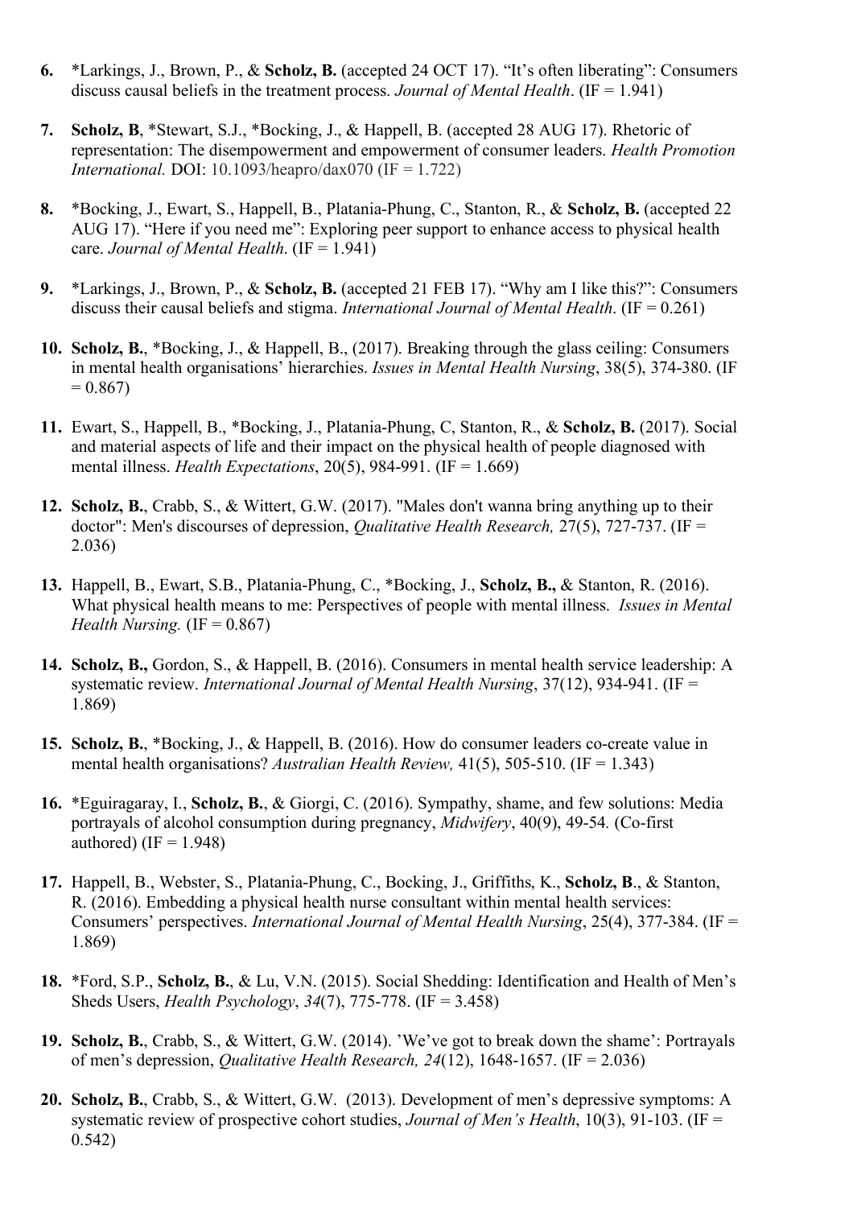6. *Larkings, J., Brown, P., & **Scholz, B.** (accepted 24 OCT 17). "It's often liberating": Consumers discuss causal beliefs in the treatment process. *Journal of Mental Health*. (IF = 1.941)

7. **Scholz, B**, *Stewart, S.J., *Bocking, J., & Happell, B. (accepted 28 AUG 17). Rhetoric of representation: The disempowerment and empowerment of consumer leaders. *Health Promotion International.* DOI: 10.1093/heapro/dax070 (IF = 1.722)

8. *Bocking, J., Ewart, S., Happell, B., Platania-Phung, C., Stanton, R., & **Scholz, B.** (accepted 22 AUG 17). "Here if you need me": Exploring peer support to enhance access to physical health care. *Journal of Mental Health*. (IF = 1.941)

9. *Larkings, J., Brown, P., & **Scholz, B.** (accepted 21 FEB 17). "Why am I like this?": Consumers discuss their causal beliefs and stigma. *International Journal of Mental Health*. (IF = 0.261)

10. **Scholz, B.**, *Bocking, J., & Happell, B., (2017). Breaking through the glass ceiling: Consumers in mental health organisations' hierarchies. *Issues in Mental Health Nursing*, 38(5), 374-380. (IF = 0.867)

11. Ewart, S., Happell, B., *Bocking, J., Platania-Phung, C, Stanton, R., & **Scholz, B.** (2017). Social and material aspects of life and their impact on the physical health of people diagnosed with mental illness. *Health Expectations*, 20(5), 984-991. (IF = 1.669)

12. **Scholz, B.**, Crabb, S., & Wittert, G.W. (2017). "Males don't wanna bring anything up to their doctor": Men's discourses of depression, *Qualitative Health Research,* 27(5), 727-737. (IF = 2.036)

13. Happell, B., Ewart, S.B., Platania-Phung, C., *Bocking, J., **Scholz, B.,** & Stanton, R. (2016). What physical health means to me: Perspectives of people with mental illness. *Issues in Mental Health Nursing.* (IF = 0.867)

14. **Scholz, B.,** Gordon, S., & Happell, B. (2016). Consumers in mental health service leadership: A systematic review. *International Journal of Mental Health Nursing*, 37(12), 934-941. (IF = 1.869)

15. **Scholz, B.**, *Bocking, J., & Happell, B. (2016). How do consumer leaders co-create value in mental health organisations? *Australian Health Review,* 41(5), 505-510. (IF = 1.343)

16. *Eguiragaray, I., **Scholz, B.**, & Giorgi, C. (2016). Sympathy, shame, and few solutions: Media portrayals of alcohol consumption during pregnancy, *Midwifery*, 40(9), 49-54*.* (Co-first authored) (IF = 1.948)

17. Happell, B., Webster, S., Platania-Phung, C., Bocking, J., Griffiths, K., **Scholz, B**., & Stanton, R. (2016). Embedding a physical health nurse consultant within mental health services: Consumers' perspectives. *International Journal of Mental Health Nursing*, 25(4), 377-384. (IF = 1.869)

18. *Ford, S.P., **Scholz, B.**, & Lu, V.N. (2015). Social Shedding: Identification and Health of Men's Sheds Users, *Health Psychology*, *34*(7), 775-778. (IF = 3.458)

19. **Scholz, B.**, Crabb, S., & Wittert, G.W. (2014). 'We've got to break down the shame': Portrayals of men's depression, *Qualitative Health Research, 24*(12), 1648-1657. (IF = 2.036)

20. **Scholz, B.**, Crabb, S., & Wittert, G.W. (2013). Development of men's depressive symptoms: A systematic review of prospective cohort studies, *Journal of Men's Health*, 10(3), 91-103. (IF = 0.542)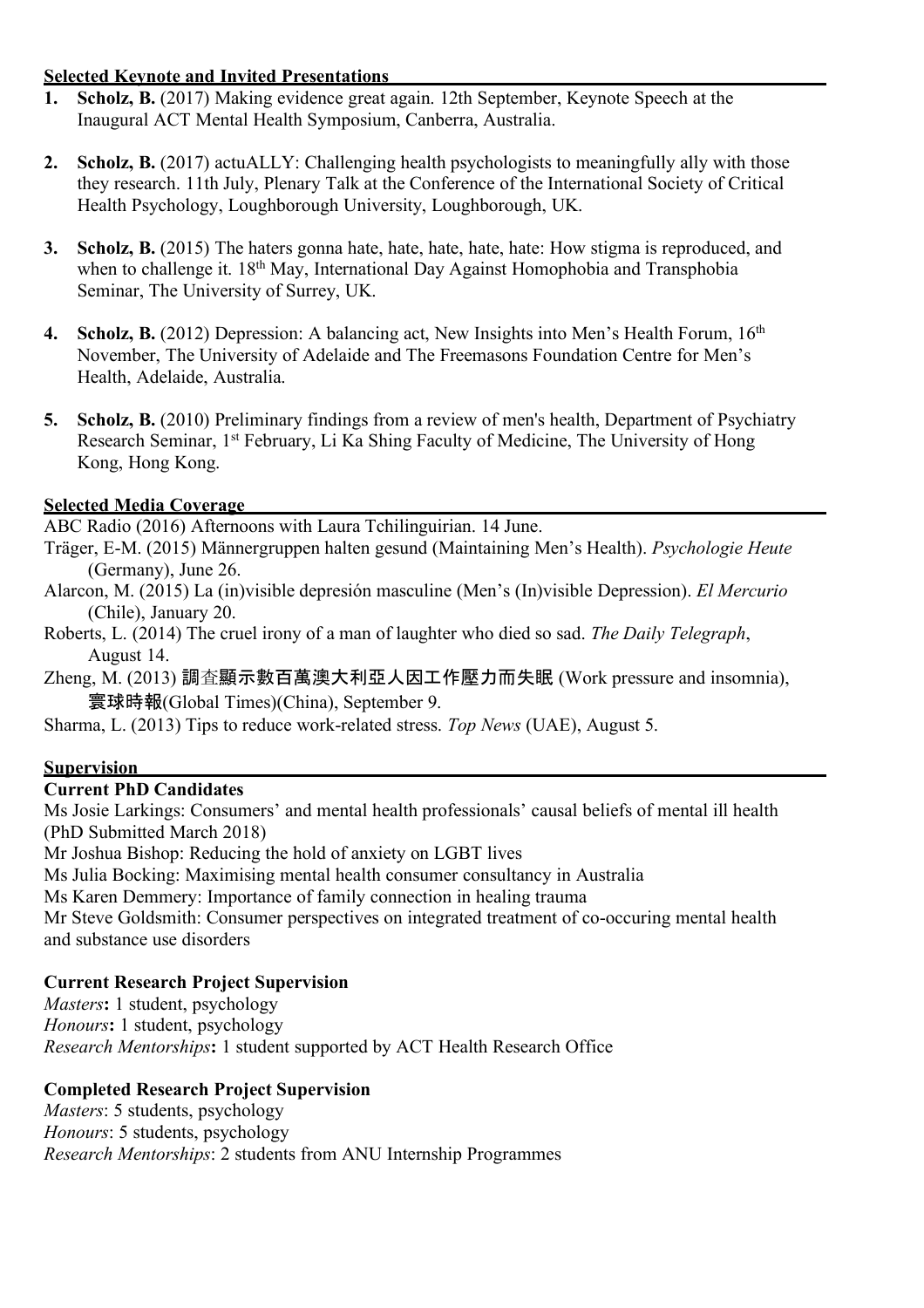## Selected Keynote and Invited Presentations

1. **Scholz, B.** (2017) Making evidence great again. 12th September, Keynote Speech at the Inaugural ACT Mental Health Symposium, Canberra, Australia.

2. **Scholz, B.** (2017) actuALLY: Challenging health psychologists to meaningfully ally with those they research. 11th July, Plenary Talk at the Conference of the International Society of Critical Health Psychology, Loughborough University, Loughborough, UK.

3. **Scholz, B.** (2015) The haters gonna hate, hate, hate, hate, hate: How stigma is reproduced, and when to challenge it. 18th May, International Day Against Homophobia and Transphobia Seminar, The University of Surrey, UK.

4. **Scholz, B.** (2012) Depression: A balancing act, New Insights into Men's Health Forum, 16th November, The University of Adelaide and The Freemasons Foundation Centre for Men's Health, Adelaide, Australia.

5. **Scholz, B.** (2010) Preliminary findings from a review of men's health, Department of Psychiatry Research Seminar, 1st February, Li Ka Shing Faculty of Medicine, The University of Hong Kong, Hong Kong.

## Selected Media Coverage

ABC Radio (2016) Afternoons with Laura Tchilinguirian. 14 June.

Träger, E-M. (2015) Männergruppen halten gesund (Maintaining Men's Health). *Psychologie Heute* (Germany), June 26.

Alarcon, M. (2015) La (in)visible depresión masculine (Men's (In)visible Depression). *El Mercurio* (Chile), January 20.

Roberts, L. (2014) The cruel irony of a man of laughter who died so sad. *The Daily Telegraph*, August 14.

Zheng, M. (2013) 調查顯示數百萬澳大利亞人因工作壓力而失眠 (Work pressure and insomnia), 寰球時報(Global Times)(China), September 9.

Sharma, L. (2013) Tips to reduce work-related stress. *Top News* (UAE), August 5.

## Supervision

### Current PhD Candidates

Ms Josie Larkings: Consumers' and mental health professionals' causal beliefs of mental ill health (PhD Submitted March 2018)

Mr Joshua Bishop: Reducing the hold of anxiety on LGBT lives

Ms Julia Bocking: Maximising mental health consumer consultancy in Australia

Ms Karen Demmery: Importance of family connection in healing trauma

Mr Steve Goldsmith: Consumer perspectives on integrated treatment of co-occuring mental health and substance use disorders

### Current Research Project Supervision

*Masters*: 1 student, psychology

*Honours*: 1 student, psychology

*Research Mentorships*: 1 student supported by ACT Health Research Office

### Completed Research Project Supervision

*Masters*: 5 students, psychology

*Honours*: 5 students, psychology

*Research Mentorships*: 2 students from ANU Internship Programmes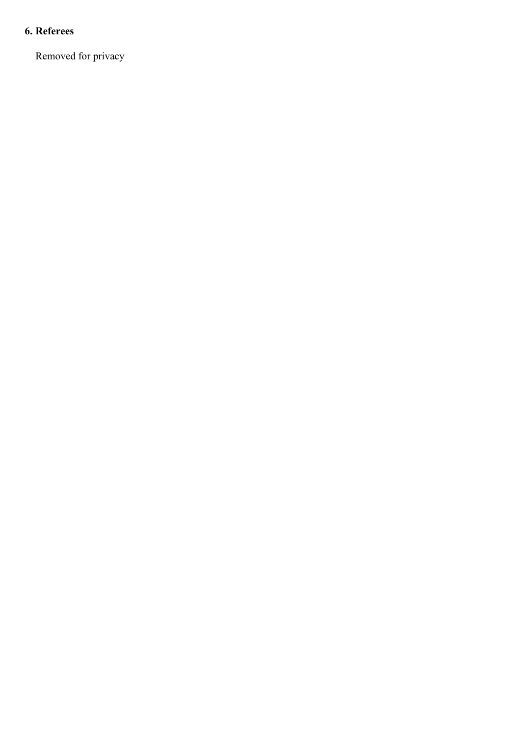## 6. Referees

Removed for privacy